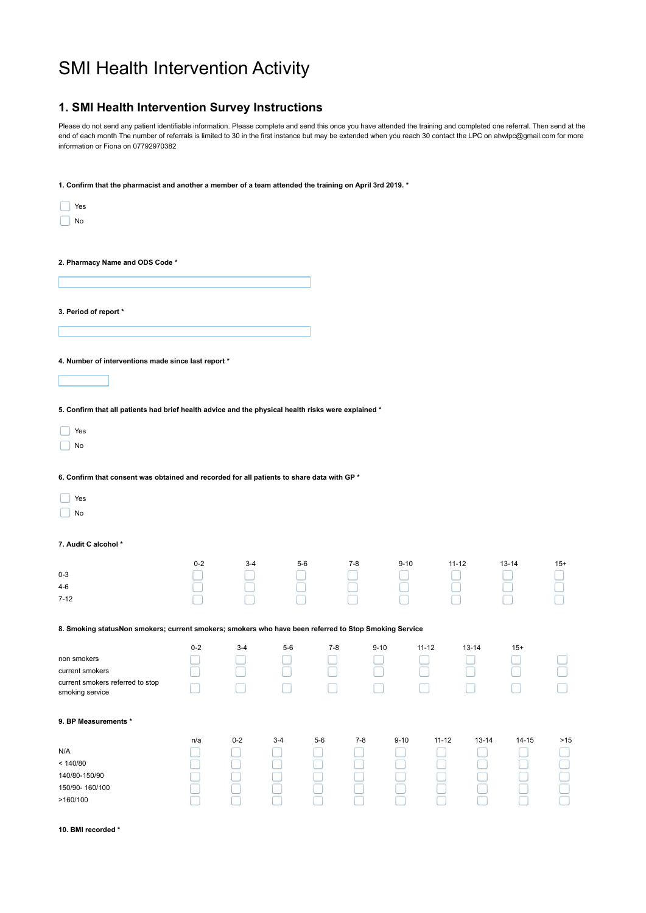# SMI Health Intervention Activity

## 1. SMI Health Intervention Survey Instructions

Please do not send any patient identifiable information. Please complete and send this once you have attended the training and completed one referral. Then send at the end of each month The number of referrals is limited to 30 in the first instance but may be extended when you reach 30 contact the LPC on ahwlpc@gmail.com for more information or Fiona on 07792970382

**1. Confirm that the pharmacist and another a member of a team attended the training on April 3rd 2019. ***

- ☐ Yes
- ☐ No

**2. Pharmacy Name and ODS Code ***

**3. Period of report ***

**4. Number of interventions made since last report ***

**5. Confirm that all patients had brief health advice and the physical health risks were explained ***

- ☐ Yes
- ☐ No

**6. Confirm that consent was obtained and recorded for all patients to share data with GP ***

- ☐ Yes
- ☐ No

**7. Audit C alcohol ***

| | 0-2 | 3-4 | 5-6 | 7-8 | 9-10 | 11-12 | 13-14 | 15+ |
|---|---|---|---|---|---|---|---|---|
| 0-3 | ☐ | ☐ | ☐ | ☐ | ☐ | ☐ | ☐ | ☐ |
| 4-6 | ☐ | ☐ | ☐ | ☐ | ☐ | ☐ | ☐ | ☐ |
| 7-12 | ☐ | ☐ | ☐ | ☐ | ☐ | ☐ | ☐ | ☐ |

**8. Smoking statusNon smokers; current smokers; smokers who have been referred to Stop Smoking Service**

| | 0-2 | 3-4 | 5-6 | 7-8 | 9-10 | 11-12 | 13-14 | 15+ | |
|---|---|---|---|---|---|---|---|---|---|
| non smokers | ☐ | ☐ | ☐ | ☐ | ☐ | ☐ | ☐ | ☐ | ☐ |
| current smokers | ☐ | ☐ | ☐ | ☐ | ☐ | ☐ | ☐ | ☐ | ☐ |
| current smokers referred to stop smoking service | ☐ | ☐ | ☐ | ☐ | ☐ | ☐ | ☐ | ☐ | ☐ |

**9. BP Measurements ***

| | n/a | 0-2 | 3-4 | 5-6 | 7-8 | 9-10 | 11-12 | 13-14 | 14-15 | >15 |
|---|---|---|---|---|---|---|---|---|---|---|
| N/A | ☐ | ☐ | ☐ | ☐ | ☐ | ☐ | ☐ | ☐ | ☐ | ☐ |
| < 140/80 | ☐ | ☐ | ☐ | ☐ | ☐ | ☐ | ☐ | ☐ | ☐ | ☐ |
| 140/80-150/90 | ☐ | ☐ | ☐ | ☐ | ☐ | ☐ | ☐ | ☐ | ☐ | ☐ |
| 150/90- 160/100 | ☐ | ☐ | ☐ | ☐ | ☐ | ☐ | ☐ | ☐ | ☐ | ☐ |
| >160/100 | ☐ | ☐ | ☐ | ☐ | ☐ | ☐ | ☐ | ☐ | ☐ | ☐ |

**10. BMI recorded ***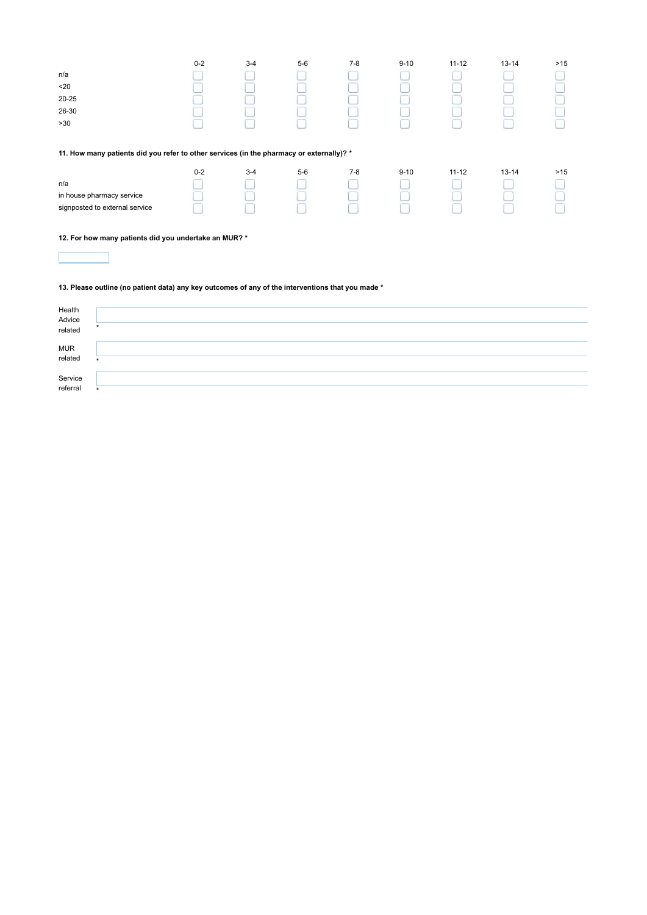| | 0-2 | 3-4 | 5-6 | 7-8 | 9-10 | 11-12 | 13-14 | >15 |
|---|---|---|---|---|---|---|---|---|
| n/a | ☐ | ☐ | ☐ | ☐ | ☐ | ☐ | ☐ | ☐ |
| <20 | ☐ | ☐ | ☐ | ☐ | ☐ | ☐ | ☐ | ☐ |
| 20-25 | ☐ | ☐ | ☐ | ☐ | ☐ | ☐ | ☐ | ☐ |
| 26-30 | ☐ | ☐ | ☐ | ☐ | ☐ | ☐ | ☐ | ☐ |
| >30 | ☐ | ☐ | ☐ | ☐ | ☐ | ☐ | ☐ | ☐ |

**11. How many patients did you refer to other services (in the pharmacy or externally)? \***

| | 0-2 | 3-4 | 5-6 | 7-8 | 9-10 | 11-12 | 13-14 | >15 |
|---|---|---|---|---|---|---|---|---|
| n/a | ☐ | ☐ | ☐ | ☐ | ☐ | ☐ | ☐ | ☐ |
| in house pharmacy service | ☐ | ☐ | ☐ | ☐ | ☐ | ☐ | ☐ | ☐ |
| signposted to external service | ☐ | ☐ | ☐ | ☐ | ☐ | ☐ | ☐ | ☐ |

**12. For how many patients did you undertake an MUR? \***

\_\_\_\_\_\_\_\_\_\_

**13. Please outline (no patient data) any key outcomes of any of the interventions that you made \***

Health Advice related \* \_\_\_\_\_\_\_\_\_\_\_\_\_\_\_\_\_\_\_\_

MUR related \* \_\_\_\_\_\_\_\_\_\_\_\_\_\_\_\_\_\_\_\_

Service referral \* \_\_\_\_\_\_\_\_\_\_\_\_\_\_\_\_\_\_\_\_